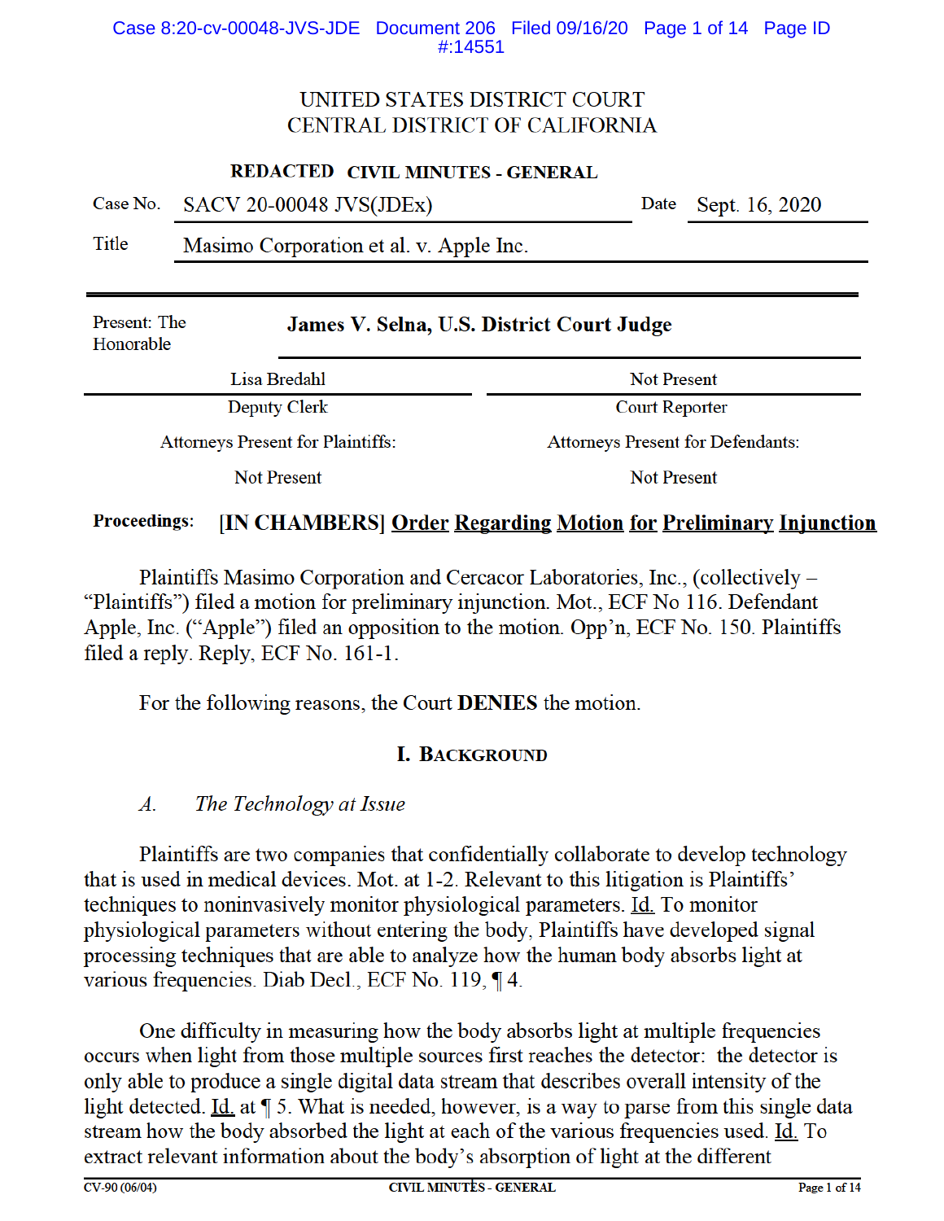UNITED STATES DISTRICT COURT
CENTRAL DISTRICT OF CALIFORNIA

**REDACTED CIVIL MINUTES - GENERAL**

| | | | |
|---|---|---|---|
| Case No. | SACV 20-00048 JVS(JDEx) | Date | Sept. 16, 2020 |
| Title | Masimo Corporation et al. v. Apple Inc. | | |

| | |
|---|---|
| Present: The Honorable | **James V. Selna, U.S. District Court Judge** |
| Lisa Bredahl | Not Present |
| Deputy Clerk | Court Reporter |
| Attorneys Present for Plaintiffs: | Attorneys Present for Defendants: |
| Not Present | Not Present |

**Proceedings:** **[IN CHAMBERS] Order Regarding Motion for Preliminary Injunction**

Plaintiffs Masimo Corporation and Cercacor Laboratories, Inc., (collectively – "Plaintiffs") filed a motion for preliminary injunction. Mot., ECF No 116. Defendant Apple, Inc. ("Apple") filed an opposition to the motion. Opp'n, ECF No. 150. Plaintiffs filed a reply. Reply, ECF No. 161-1.

For the following reasons, the Court **DENIES** the motion.

## I. Background

### *A. The Technology at Issue*

Plaintiffs are two companies that confidentially collaborate to develop technology that is used in medical devices. Mot. at 1-2. Relevant to this litigation is Plaintiffs' techniques to noninvasively monitor physiological parameters. Id. To monitor physiological parameters without entering the body, Plaintiffs have developed signal processing techniques that are able to analyze how the human body absorbs light at various frequencies. Diab Decl., ECF No. 119, ¶ 4.

One difficulty in measuring how the body absorbs light at multiple frequencies occurs when light from those multiple sources first reaches the detector: the detector is only able to produce a single digital data stream that describes overall intensity of the light detected. Id. at ¶ 5. What is needed, however, is a way to parse from this single data stream how the body absorbed the light at each of the various frequencies used. Id. To extract relevant information about the body's absorption of light at the different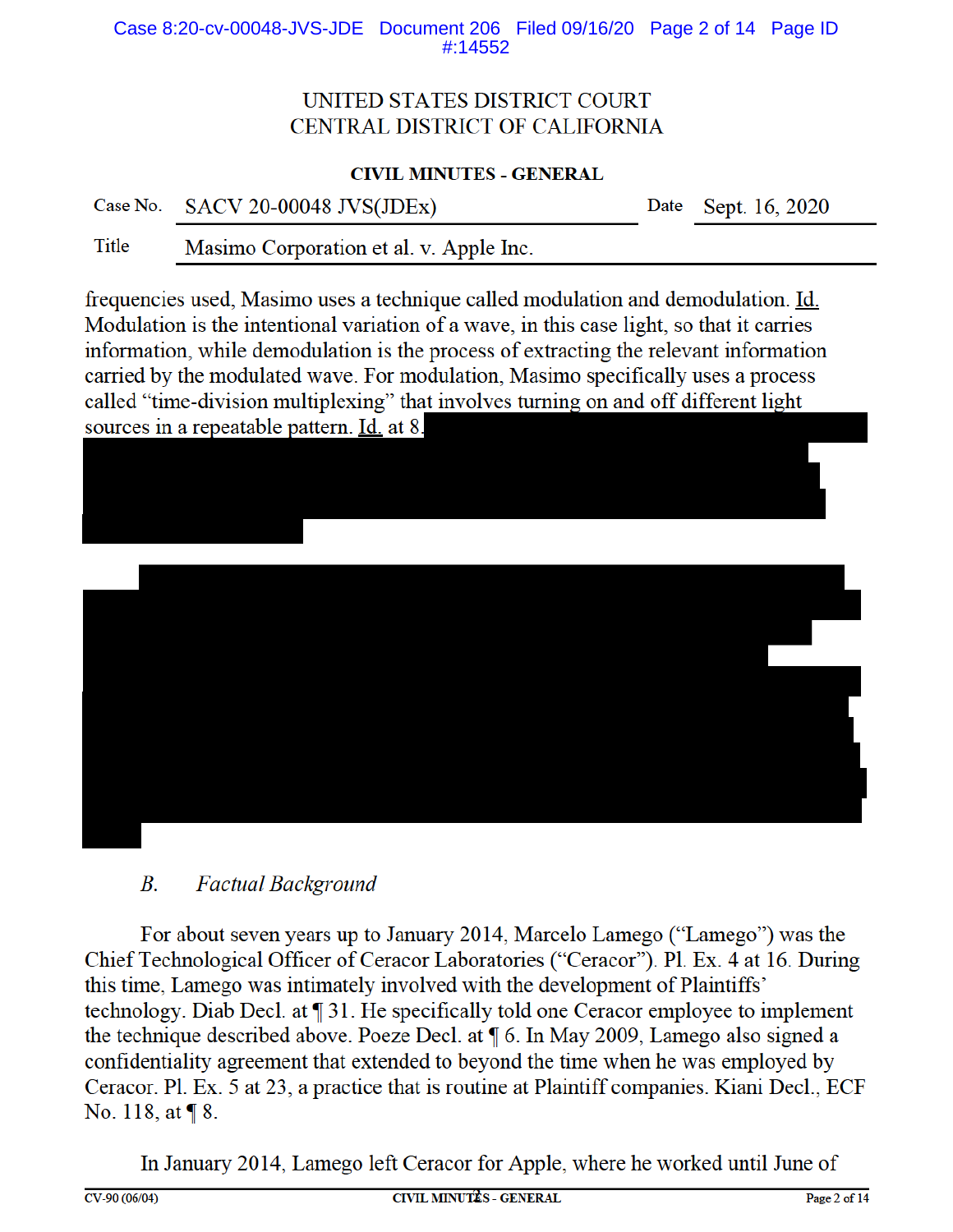frequencies used, Masimo uses a technique called modulation and demodulation. Id. Modulation is the intentional variation of a wave, in this case light, so that it carries information, while demodulation is the process of extracting the relevant information carried by the modulated wave. For modulation, Masimo specifically uses a process called "time-division multiplexing" that involves turning on and off different light sources in a repeatable pattern. Id. at 8.

### B. *Factual Background*

For about seven years up to January 2014, Marcelo Lamego ("Lamego") was the Chief Technological Officer of Ceracor Laboratories ("Ceracor"). Pl. Ex. 4 at 16. During this time, Lamego was intimately involved with the development of Plaintiffs' technology. Diab Decl. at ¶ 31. He specifically told one Ceracor employee to implement the technique described above. Poeze Decl. at ¶ 6. In May 2009, Lamego also signed a confidentiality agreement that extended to beyond the time when he was employed by Ceracor. Pl. Ex. 5 at 23, a practice that is routine at Plaintiff companies. Kiani Decl., ECF No. 118, at ¶ 8.

In January 2014, Lamego left Ceracor for Apple, where he worked until June of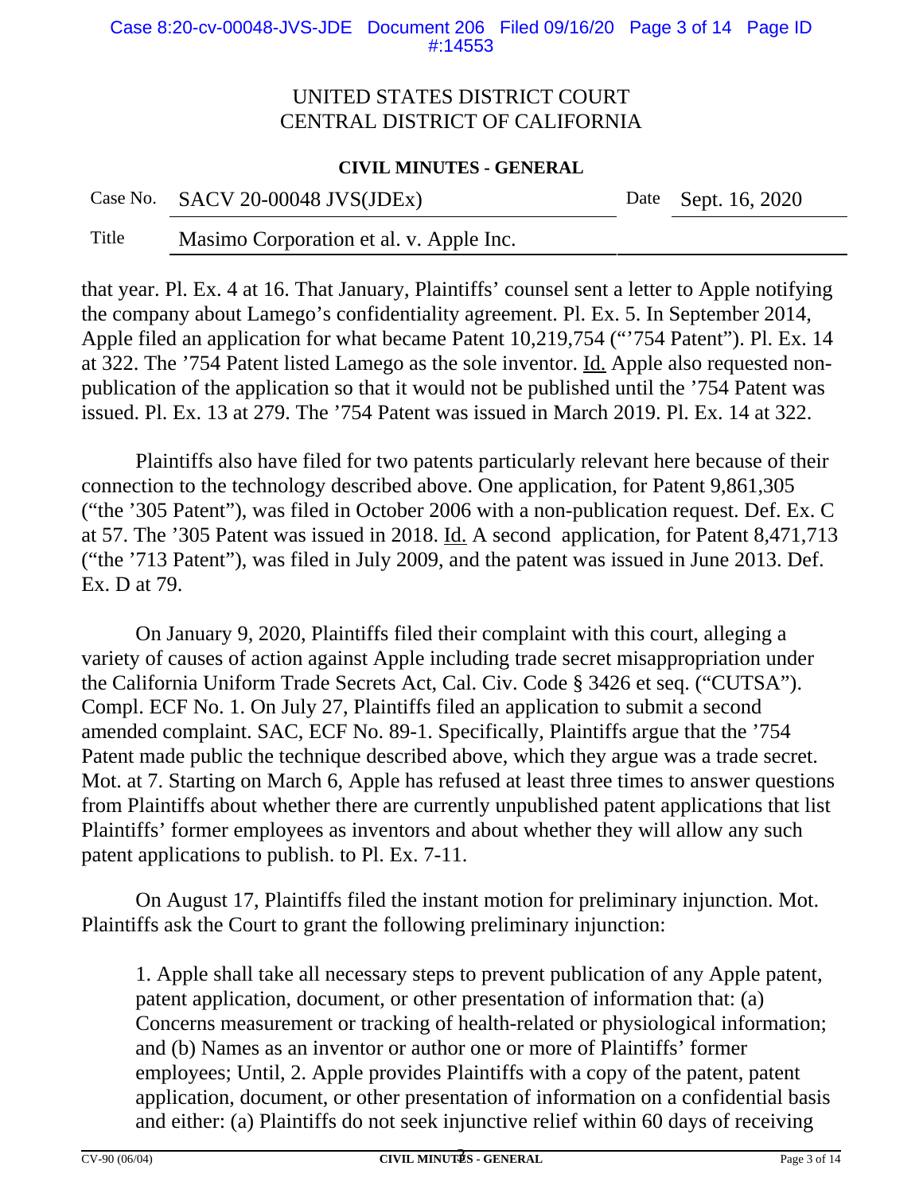that year. Pl. Ex. 4 at 16. That January, Plaintiffs' counsel sent a letter to Apple notifying the company about Lamego's confidentiality agreement. Pl. Ex. 5. In September 2014, Apple filed an application for what became Patent 10,219,754 ("'754 Patent"). Pl. Ex. 14 at 322. The '754 Patent listed Lamego as the sole inventor. Id. Apple also requested non-publication of the application so that it would not be published until the '754 Patent was issued. Pl. Ex. 13 at 279. The '754 Patent was issued in March 2019. Pl. Ex. 14 at 322.

Plaintiffs also have filed for two patents particularly relevant here because of their connection to the technology described above. One application, for Patent 9,861,305 ("the '305 Patent"), was filed in October 2006 with a non-publication request. Def. Ex. C at 57. The '305 Patent was issued in 2018. Id. A second application, for Patent 8,471,713 ("the '713 Patent"), was filed in July 2009, and the patent was issued in June 2013. Def. Ex. D at 79.

On January 9, 2020, Plaintiffs filed their complaint with this court, alleging a variety of causes of action against Apple including trade secret misappropriation under the California Uniform Trade Secrets Act, Cal. Civ. Code § 3426 et seq. ("CUTSA"). Compl. ECF No. 1. On July 27, Plaintiffs filed an application to submit a second amended complaint. SAC, ECF No. 89-1. Specifically, Plaintiffs argue that the '754 Patent made public the technique described above, which they argue was a trade secret. Mot. at 7. Starting on March 6, Apple has refused at least three times to answer questions from Plaintiffs about whether there are currently unpublished patent applications that list Plaintiffs' former employees as inventors and about whether they will allow any such patent applications to publish. to Pl. Ex. 7-11.

On August 17, Plaintiffs filed the instant motion for preliminary injunction. Mot. Plaintiffs ask the Court to grant the following preliminary injunction:

> 1. Apple shall take all necessary steps to prevent publication of any Apple patent, patent application, document, or other presentation of information that: (a) Concerns measurement or tracking of health-related or physiological information; and (b) Names as an inventor or author one or more of Plaintiffs' former employees; Until, 2. Apple provides Plaintiffs with a copy of the patent, patent application, document, or other presentation of information on a confidential basis and either: (a) Plaintiffs do not seek injunctive relief within 60 days of receiving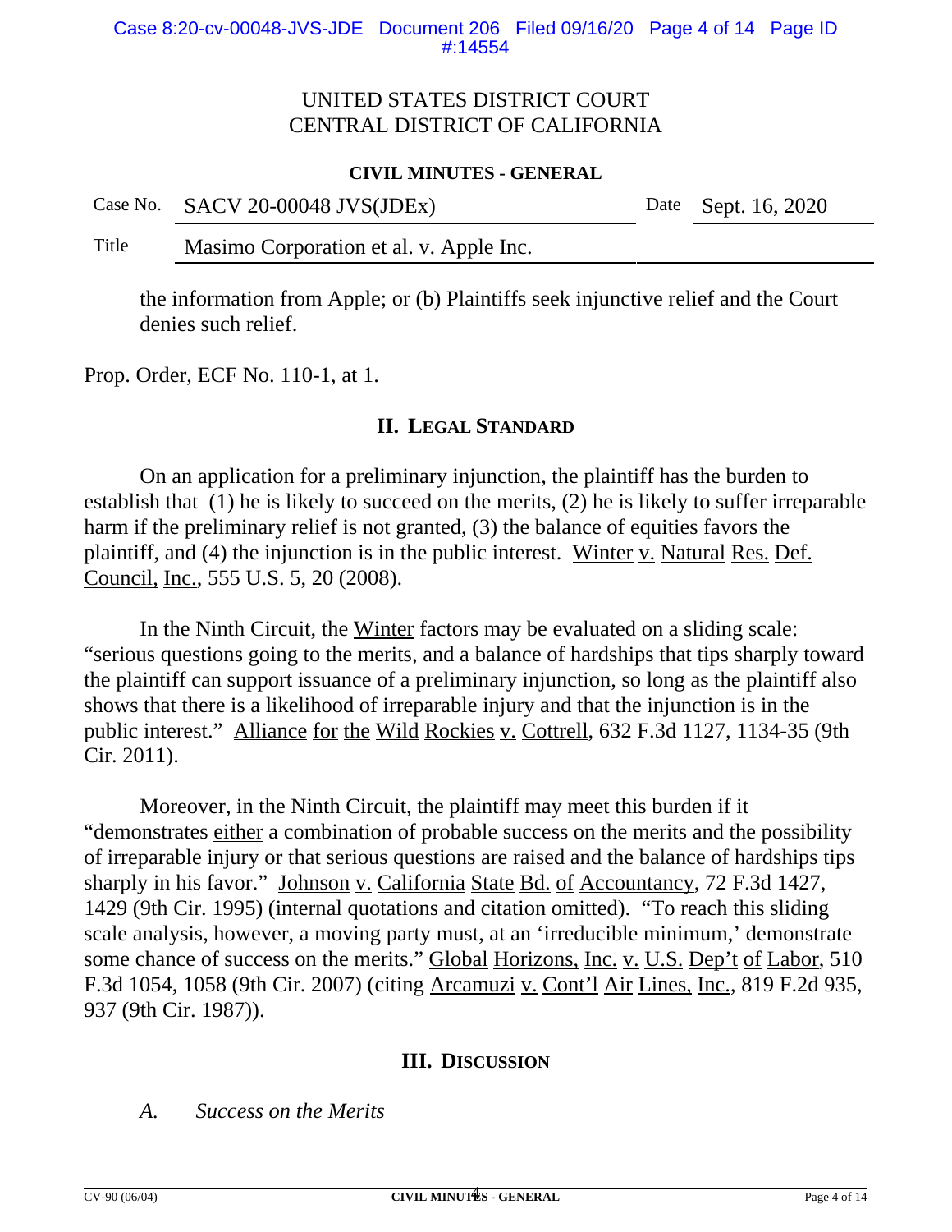the information from Apple; or (b) Plaintiffs seek injunctive relief and the Court denies such relief.

Prop. Order, ECF No. 110-1, at 1.

## II. LEGAL STANDARD

On an application for a preliminary injunction, the plaintiff has the burden to establish that (1) he is likely to succeed on the merits, (2) he is likely to suffer irreparable harm if the preliminary relief is not granted, (3) the balance of equities favors the plaintiff, and (4) the injunction is in the public interest. Winter v. Natural Res. Def. Council, Inc., 555 U.S. 5, 20 (2008).

In the Ninth Circuit, the Winter factors may be evaluated on a sliding scale: "serious questions going to the merits, and a balance of hardships that tips sharply toward the plaintiff can support issuance of a preliminary injunction, so long as the plaintiff also shows that there is a likelihood of irreparable injury and that the injunction is in the public interest." Alliance for the Wild Rockies v. Cottrell, 632 F.3d 1127, 1134-35 (9th Cir. 2011).

Moreover, in the Ninth Circuit, the plaintiff may meet this burden if it "demonstrates either a combination of probable success on the merits and the possibility of irreparable injury or that serious questions are raised and the balance of hardships tips sharply in his favor." Johnson v. California State Bd. of Accountancy, 72 F.3d 1427, 1429 (9th Cir. 1995) (internal quotations and citation omitted). "To reach this sliding scale analysis, however, a moving party must, at an 'irreducible minimum,' demonstrate some chance of success on the merits." Global Horizons, Inc. v. U.S. Dep't of Labor, 510 F.3d 1054, 1058 (9th Cir. 2007) (citing Arcamuzi v. Cont'l Air Lines, Inc., 819 F.2d 935, 937 (9th Cir. 1987)).

## III. DISCUSSION

### *A. Success on the Merits*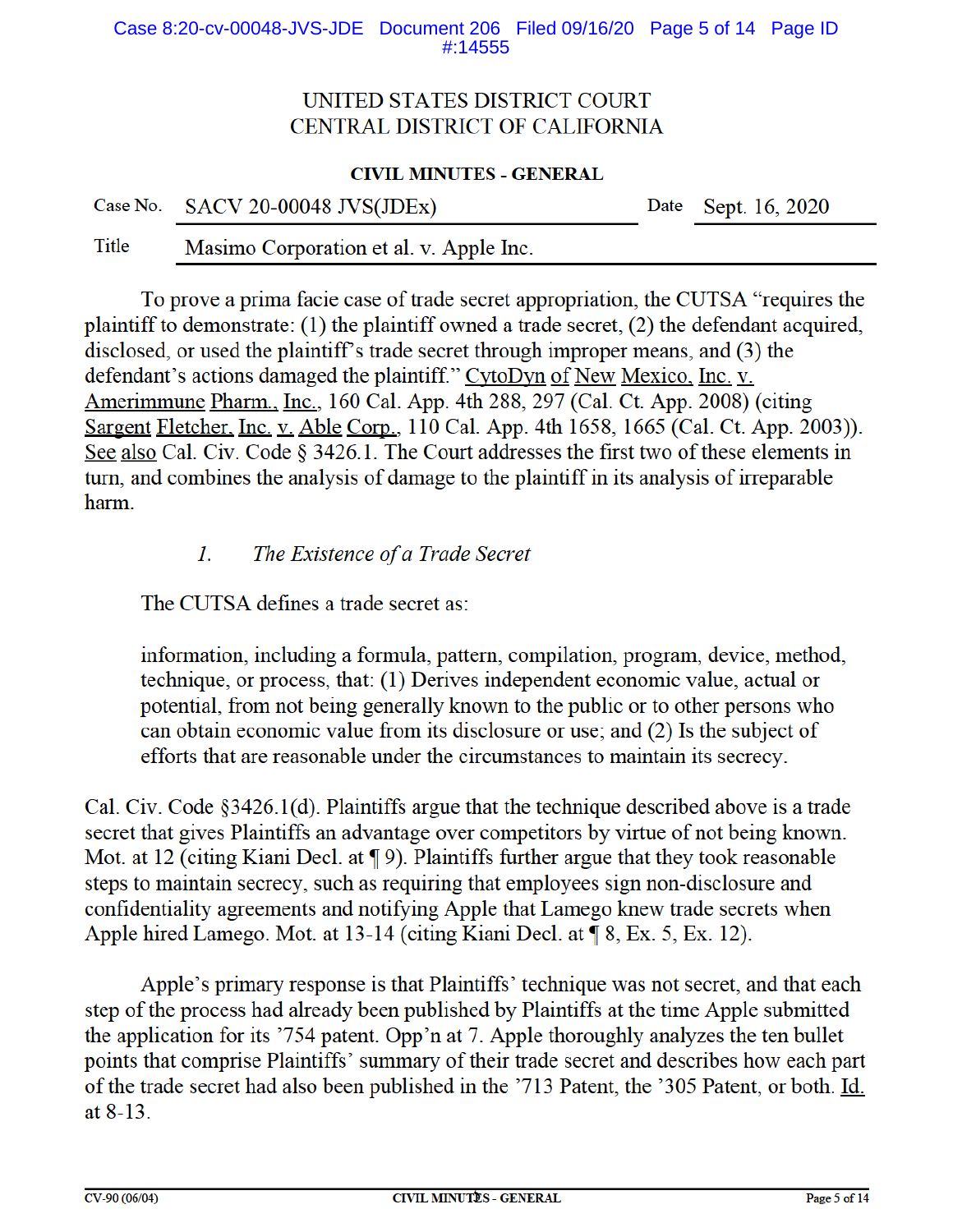UNITED STATES DISTRICT COURT
CENTRAL DISTRICT OF CALIFORNIA

**CIVIL MINUTES - GENERAL**

| Case No. | SACV 20-00048 JVS(JDEx) | Date | Sept. 16, 2020 |
|---|---|---|---|
| Title | Masimo Corporation et al. v. Apple Inc. | | |

To prove a prima facie case of trade secret appropriation, the CUTSA "requires the plaintiff to demonstrate: (1) the plaintiff owned a trade secret, (2) the defendant acquired, disclosed, or used the plaintiff's trade secret through improper means, and (3) the defendant's actions damaged the plaintiff." CytoDyn of New Mexico, Inc. v. Amerimmune Pharm., Inc., 160 Cal. App. 4th 288, 297 (Cal. Ct. App. 2008) (citing Sargent Fletcher, Inc. v. Able Corp., 110 Cal. App. 4th 1658, 1665 (Cal. Ct. App. 2003)). See also Cal. Civ. Code § 3426.1. The Court addresses the first two of these elements in turn, and combines the analysis of damage to the plaintiff in its analysis of irreparable harm.

*1. The Existence of a Trade Secret*

The CUTSA defines a trade secret as:

> information, including a formula, pattern, compilation, program, device, method, technique, or process, that: (1) Derives independent economic value, actual or potential, from not being generally known to the public or to other persons who can obtain economic value from its disclosure or use; and (2) Is the subject of efforts that are reasonable under the circumstances to maintain its secrecy.

Cal. Civ. Code §3426.1(d). Plaintiffs argue that the technique described above is a trade secret that gives Plaintiffs an advantage over competitors by virtue of not being known. Mot. at 12 (citing Kiani Decl. at ¶ 9). Plaintiffs further argue that they took reasonable steps to maintain secrecy, such as requiring that employees sign non-disclosure and confidentiality agreements and notifying Apple that Lamego knew trade secrets when Apple hired Lamego. Mot. at 13-14 (citing Kiani Decl. at ¶ 8, Ex. 5, Ex. 12).

Apple's primary response is that Plaintiffs' technique was not secret, and that each step of the process had already been published by Plaintiffs at the time Apple submitted the application for its '754 patent. Opp'n at 7. Apple thoroughly analyzes the ten bullet points that comprise Plaintiffs' summary of their trade secret and describes how each part of the trade secret had also been published in the '713 Patent, the '305 Patent, or both. Id. at 8-13.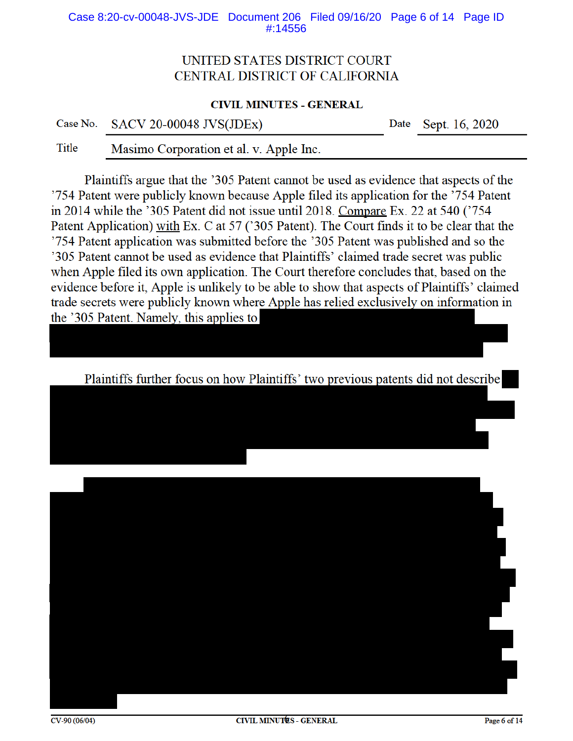UNITED STATES DISTRICT COURT
CENTRAL DISTRICT OF CALIFORNIA

**CIVIL MINUTES - GENERAL**

| Case No. | SACV 20-00048 JVS(JDEx) | Date | Sept. 16, 2020 |
|---|---|---|---|
| Title | Masimo Corporation et al. v. Apple Inc. | | |

Plaintiffs argue that the '305 Patent cannot be used as evidence that aspects of the '754 Patent were publicly known because Apple filed its application for the '754 Patent in 2014 while the '305 Patent did not issue until 2018. Compare Ex. 22 at 540 ('754 Patent Application) with Ex. C at 57 ('305 Patent). The Court finds it to be clear that the '754 Patent application was submitted before the '305 Patent was published and so the '305 Patent cannot be used as evidence that Plaintiffs' claimed trade secret was public when Apple filed its own application. The Court therefore concludes that, based on the evidence before it, Apple is unlikely to be able to show that aspects of Plaintiffs' claimed trade secrets were publicly known where Apple has relied exclusively on information in the '305 Patent. Namely, this applies to [REDACTED]

Plaintiffs further focus on how Plaintiffs' two previous patents did not describe [REDACTED]

[REDACTED]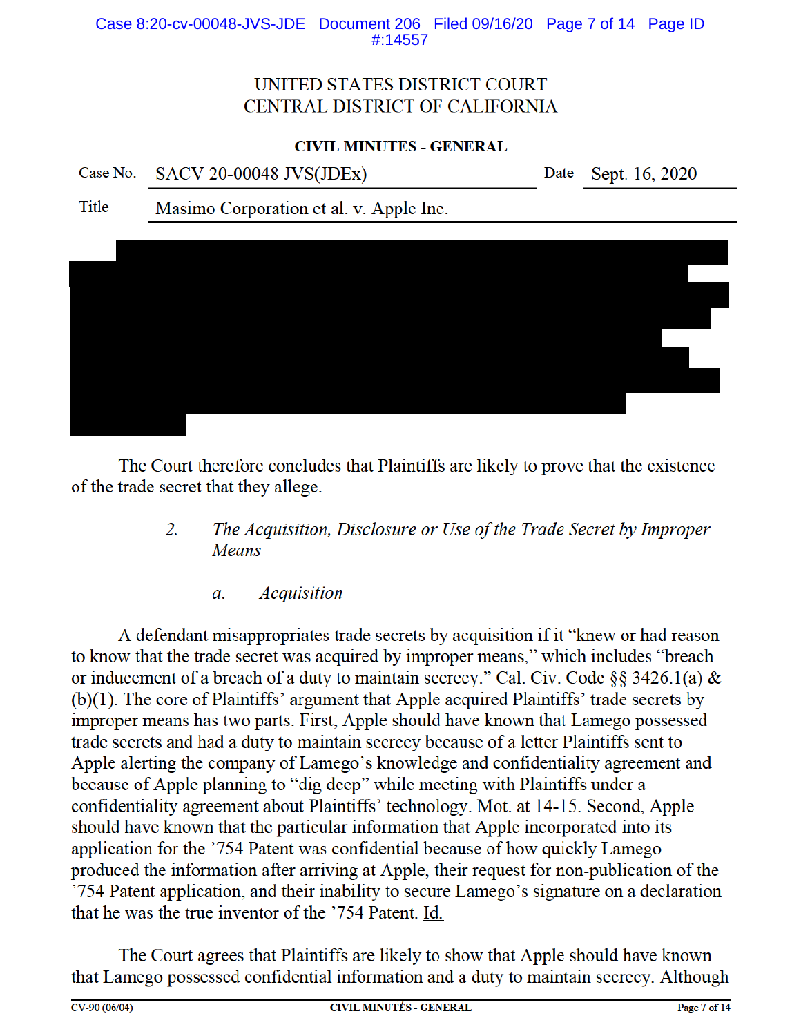UNITED STATES DISTRICT COURT
CENTRAL DISTRICT OF CALIFORNIA

**CIVIL MINUTES - GENERAL**

| Case No. | SACV 20-00048 JVS(JDEx) | Date | Sept. 16, 2020 |
|---|---|---|---|
| Title | Masimo Corporation et al. v. Apple Inc. | | |

The Court therefore concludes that Plaintiffs are likely to prove that the existence of the trade secret that they allege.

*2. The Acquisition, Disclosure or Use of the Trade Secret by Improper Means*

*a. Acquisition*

A defendant misappropriates trade secrets by acquisition if it "knew or had reason to know that the trade secret was acquired by improper means," which includes "breach or inducement of a breach of a duty to maintain secrecy." Cal. Civ. Code §§ 3426.1(a) & (b)(1). The core of Plaintiffs' argument that Apple acquired Plaintiffs' trade secrets by improper means has two parts. First, Apple should have known that Lamego possessed trade secrets and had a duty to maintain secrecy because of a letter Plaintiffs sent to Apple alerting the company of Lamego's knowledge and confidentiality agreement and because of Apple planning to "dig deep" while meeting with Plaintiffs under a confidentiality agreement about Plaintiffs' technology. Mot. at 14-15. Second, Apple should have known that the particular information that Apple incorporated into its application for the '754 Patent was confidential because of how quickly Lamego produced the information after arriving at Apple, their request for non-publication of the '754 Patent application, and their inability to secure Lamego's signature on a declaration that he was the true inventor of the '754 Patent. Id.

The Court agrees that Plaintiffs are likely to show that Apple should have known that Lamego possessed confidential information and a duty to maintain secrecy. Although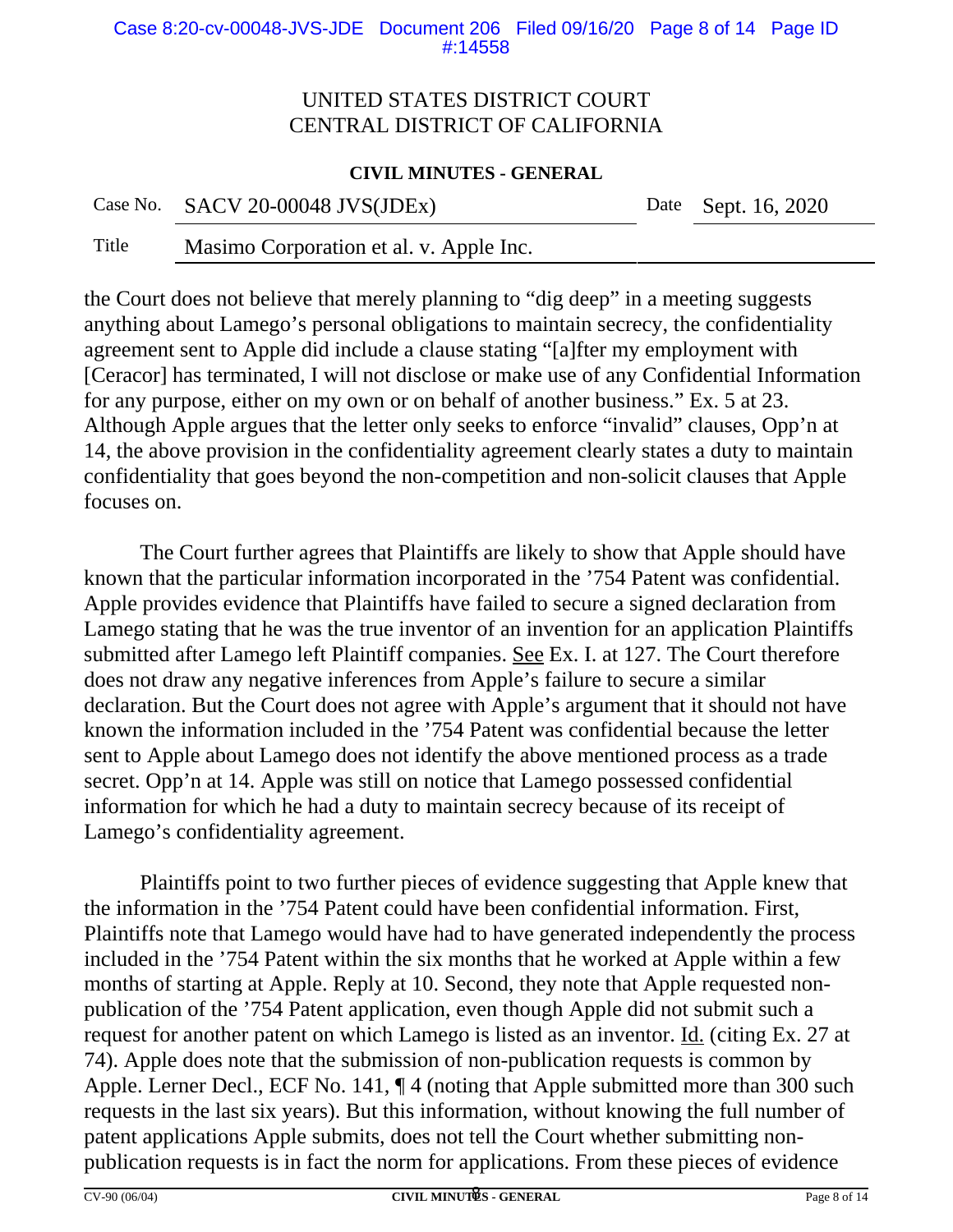the Court does not believe that merely planning to "dig deep" in a meeting suggests anything about Lamego's personal obligations to maintain secrecy, the confidentiality agreement sent to Apple did include a clause stating "[a]fter my employment with [Ceracor] has terminated, I will not disclose or make use of any Confidential Information for any purpose, either on my own or on behalf of another business." Ex. 5 at 23. Although Apple argues that the letter only seeks to enforce "invalid" clauses, Opp'n at 14, the above provision in the confidentiality agreement clearly states a duty to maintain confidentiality that goes beyond the non-competition and non-solicit clauses that Apple focuses on.

The Court further agrees that Plaintiffs are likely to show that Apple should have known that the particular information incorporated in the '754 Patent was confidential. Apple provides evidence that Plaintiffs have failed to secure a signed declaration from Lamego stating that he was the true inventor of an invention for an application Plaintiffs submitted after Lamego left Plaintiff companies. See Ex. I. at 127. The Court therefore does not draw any negative inferences from Apple's failure to secure a similar declaration. But the Court does not agree with Apple's argument that it should not have known the information included in the '754 Patent was confidential because the letter sent to Apple about Lamego does not identify the above mentioned process as a trade secret. Opp'n at 14. Apple was still on notice that Lamego possessed confidential information for which he had a duty to maintain secrecy because of its receipt of Lamego's confidentiality agreement.

Plaintiffs point to two further pieces of evidence suggesting that Apple knew that the information in the '754 Patent could have been confidential information. First, Plaintiffs note that Lamego would have had to have generated independently the process included in the '754 Patent within the six months that he worked at Apple within a few months of starting at Apple. Reply at 10. Second, they note that Apple requested non-publication of the '754 Patent application, even though Apple did not submit such a request for another patent on which Lamego is listed as an inventor. Id. (citing Ex. 27 at 74). Apple does note that the submission of non-publication requests is common by Apple. Lerner Decl., ECF No. 141, ¶ 4 (noting that Apple submitted more than 300 such requests in the last six years). But this information, without knowing the full number of patent applications Apple submits, does not tell the Court whether submitting non-publication requests is in fact the norm for applications. From these pieces of evidence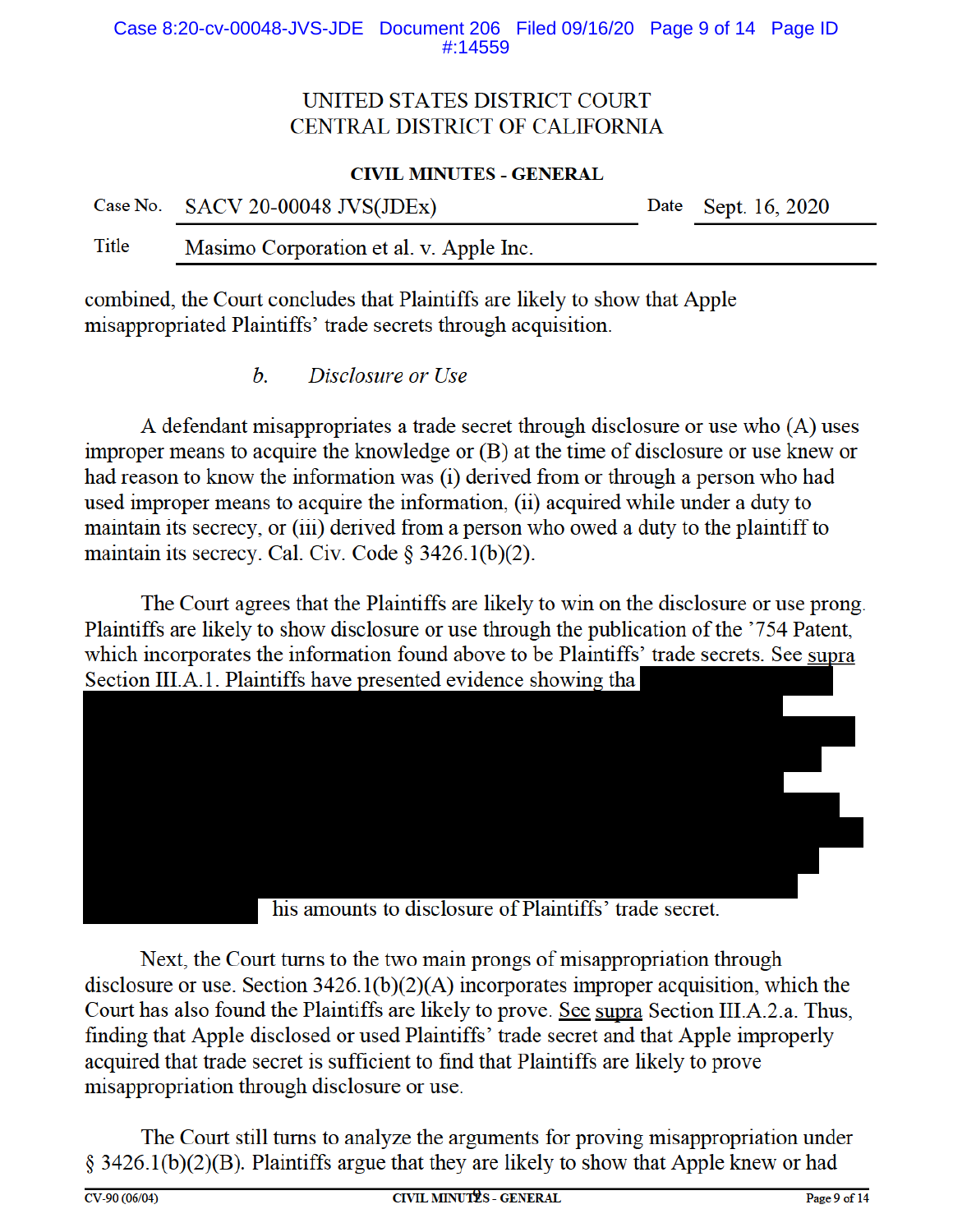combined, the Court concludes that Plaintiffs are likely to show that Apple misappropriated Plaintiffs' trade secrets through acquisition.

*b. Disclosure or Use*

A defendant misappropriates a trade secret through disclosure or use who (A) uses improper means to acquire the knowledge or (B) at the time of disclosure or use knew or had reason to know the information was (i) derived from or through a person who had used improper means to acquire the information, (ii) acquired while under a duty to maintain its secrecy, or (iii) derived from a person who owed a duty to the plaintiff to maintain its secrecy. Cal. Civ. Code § 3426.1(b)(2).

The Court agrees that the Plaintiffs are likely to win on the disclosure or use prong. Plaintiffs are likely to show disclosure or use through the publication of the '754 Patent, which incorporates the information found above to be Plaintiffs' trade secrets. See supra Section III.A.1. Plaintiffs have presented evidence showing tha [REDACTED] his amounts to disclosure of Plaintiffs' trade secret.

Next, the Court turns to the two main prongs of misappropriation through disclosure or use. Section 3426.1(b)(2)(A) incorporates improper acquisition, which the Court has also found the Plaintiffs are likely to prove. See supra Section III.A.2.a. Thus, finding that Apple disclosed or used Plaintiffs' trade secret and that Apple improperly acquired that trade secret is sufficient to find that Plaintiffs are likely to prove misappropriation through disclosure or use.

The Court still turns to analyze the arguments for proving misappropriation under § 3426.1(b)(2)(B). Plaintiffs argue that they are likely to show that Apple knew or had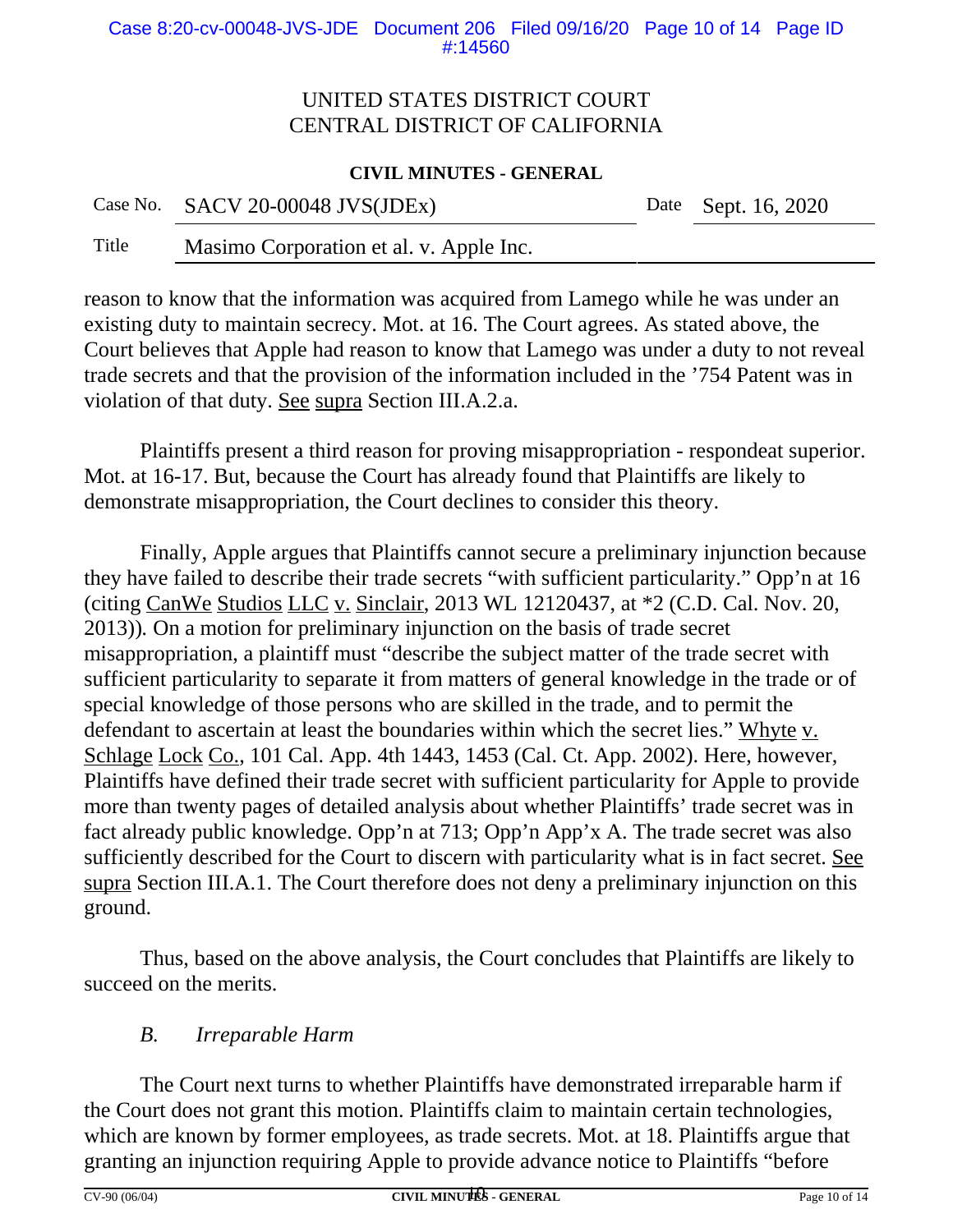reason to know that the information was acquired from Lamego while he was under an existing duty to maintain secrecy. Mot. at 16. The Court agrees. As stated above, the Court believes that Apple had reason to know that Lamego was under a duty to not reveal trade secrets and that the provision of the information included in the '754 Patent was in violation of that duty. See supra Section III.A.2.a.

Plaintiffs present a third reason for proving misappropriation - respondeat superior. Mot. at 16-17. But, because the Court has already found that Plaintiffs are likely to demonstrate misappropriation, the Court declines to consider this theory.

Finally, Apple argues that Plaintiffs cannot secure a preliminary injunction because they have failed to describe their trade secrets "with sufficient particularity." Opp'n at 16 (citing CanWe Studios LLC v. Sinclair, 2013 WL 12120437, at *2 (C.D. Cal. Nov. 20, 2013)). On a motion for preliminary injunction on the basis of trade secret misappropriation, a plaintiff must "describe the subject matter of the trade secret with sufficient particularity to separate it from matters of general knowledge in the trade or of special knowledge of those persons who are skilled in the trade, and to permit the defendant to ascertain at least the boundaries within which the secret lies." Whyte v. Schlage Lock Co., 101 Cal. App. 4th 1443, 1453 (Cal. Ct. App. 2002). Here, however, Plaintiffs have defined their trade secret with sufficient particularity for Apple to provide more than twenty pages of detailed analysis about whether Plaintiffs' trade secret was in fact already public knowledge. Opp'n at 713; Opp'n App'x A. The trade secret was also sufficiently described for the Court to discern with particularity what is in fact secret. See supra Section III.A.1. The Court therefore does not deny a preliminary injunction on this ground.

Thus, based on the above analysis, the Court concludes that Plaintiffs are likely to succeed on the merits.

### *B. Irreparable Harm*

The Court next turns to whether Plaintiffs have demonstrated irreparable harm if the Court does not grant this motion. Plaintiffs claim to maintain certain technologies, which are known by former employees, as trade secrets. Mot. at 18. Plaintiffs argue that granting an injunction requiring Apple to provide advance notice to Plaintiffs "before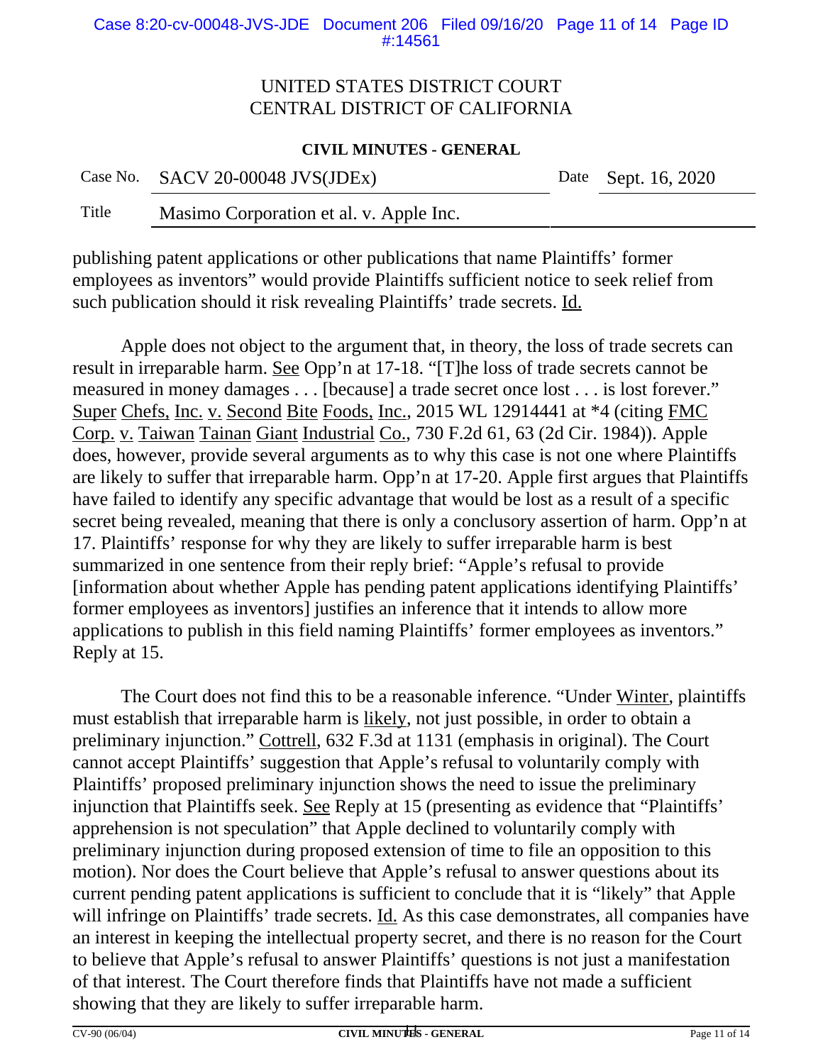publishing patent applications or other publications that name Plaintiffs' former employees as inventors" would provide Plaintiffs sufficient notice to seek relief from such publication should it risk revealing Plaintiffs' trade secrets. Id.

Apple does not object to the argument that, in theory, the loss of trade secrets can result in irreparable harm. See Opp'n at 17-18. "[T]he loss of trade secrets cannot be measured in money damages . . . [because] a trade secret once lost . . . is lost forever." Super Chefs, Inc. v. Second Bite Foods, Inc., 2015 WL 12914441 at *4 (citing FMC Corp. v. Taiwan Tainan Giant Industrial Co., 730 F.2d 61, 63 (2d Cir. 1984)). Apple does, however, provide several arguments as to why this case is not one where Plaintiffs are likely to suffer that irreparable harm. Opp'n at 17-20. Apple first argues that Plaintiffs have failed to identify any specific advantage that would be lost as a result of a specific secret being revealed, meaning that there is only a conclusory assertion of harm. Opp'n at 17. Plaintiffs' response for why they are likely to suffer irreparable harm is best summarized in one sentence from their reply brief: "Apple's refusal to provide [information about whether Apple has pending patent applications identifying Plaintiffs' former employees as inventors] justifies an inference that it intends to allow more applications to publish in this field naming Plaintiffs' former employees as inventors." Reply at 15.

The Court does not find this to be a reasonable inference. "Under Winter, plaintiffs must establish that irreparable harm is likely, not just possible, in order to obtain a preliminary injunction." Cottrell, 632 F.3d at 1131 (emphasis in original). The Court cannot accept Plaintiffs' suggestion that Apple's refusal to voluntarily comply with Plaintiffs' proposed preliminary injunction shows the need to issue the preliminary injunction that Plaintiffs seek. See Reply at 15 (presenting as evidence that "Plaintiffs' apprehension is not speculation" that Apple declined to voluntarily comply with preliminary injunction during proposed extension of time to file an opposition to this motion). Nor does the Court believe that Apple's refusal to answer questions about its current pending patent applications is sufficient to conclude that it is "likely" that Apple will infringe on Plaintiffs' trade secrets. Id. As this case demonstrates, all companies have an interest in keeping the intellectual property secret, and there is no reason for the Court to believe that Apple's refusal to answer Plaintiffs' questions is not just a manifestation of that interest. The Court therefore finds that Plaintiffs have not made a sufficient showing that they are likely to suffer irreparable harm.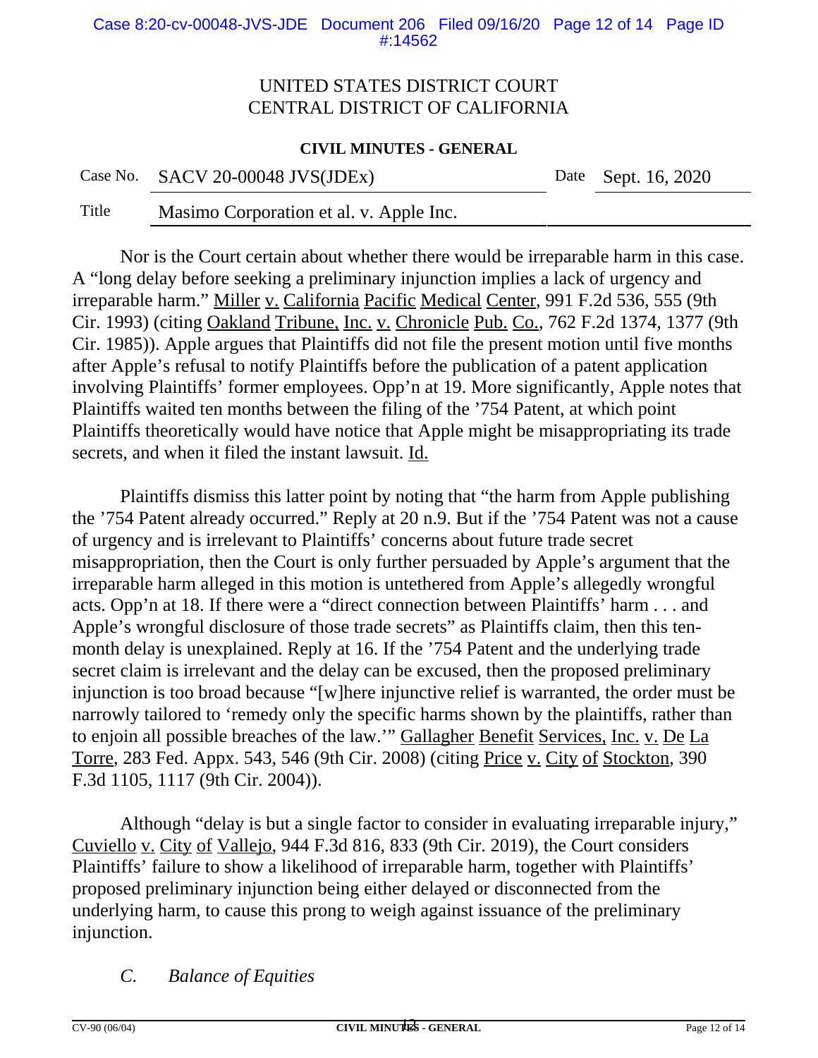Nor is the Court certain about whether there would be irreparable harm in this case. A "long delay before seeking a preliminary injunction implies a lack of urgency and irreparable harm." Miller v. California Pacific Medical Center, 991 F.2d 536, 555 (9th Cir. 1993) (citing Oakland Tribune, Inc. v. Chronicle Pub. Co., 762 F.2d 1374, 1377 (9th Cir. 1985)). Apple argues that Plaintiffs did not file the present motion until five months after Apple's refusal to notify Plaintiffs before the publication of a patent application involving Plaintiffs' former employees. Opp'n at 19. More significantly, Apple notes that Plaintiffs waited ten months between the filing of the '754 Patent, at which point Plaintiffs theoretically would have notice that Apple might be misappropriating its trade secrets, and when it filed the instant lawsuit. Id.

Plaintiffs dismiss this latter point by noting that "the harm from Apple publishing the '754 Patent already occurred." Reply at 20 n.9. But if the '754 Patent was not a cause of urgency and is irrelevant to Plaintiffs' concerns about future trade secret misappropriation, then the Court is only further persuaded by Apple's argument that the irreparable harm alleged in this motion is untethered from Apple's allegedly wrongful acts. Opp'n at 18. If there were a "direct connection between Plaintiffs' harm . . . and Apple's wrongful disclosure of those trade secrets" as Plaintiffs claim, then this ten-month delay is unexplained. Reply at 16. If the '754 Patent and the underlying trade secret claim is irrelevant and the delay can be excused, then the proposed preliminary injunction is too broad because "[w]here injunctive relief is warranted, the order must be narrowly tailored to 'remedy only the specific harms shown by the plaintiffs, rather than to enjoin all possible breaches of the law.'" Gallagher Benefit Services, Inc. v. De La Torre, 283 Fed. Appx. 543, 546 (9th Cir. 2008) (citing Price v. City of Stockton, 390 F.3d 1105, 1117 (9th Cir. 2004)).

Although "delay is but a single factor to consider in evaluating irreparable injury," Cuviello v. City of Vallejo, 944 F.3d 816, 833 (9th Cir. 2019), the Court considers Plaintiffs' failure to show a likelihood of irreparable harm, together with Plaintiffs' proposed preliminary injunction being either delayed or disconnected from the underlying harm, to cause this prong to weigh against issuance of the preliminary injunction.

### *C. Balance of Equities*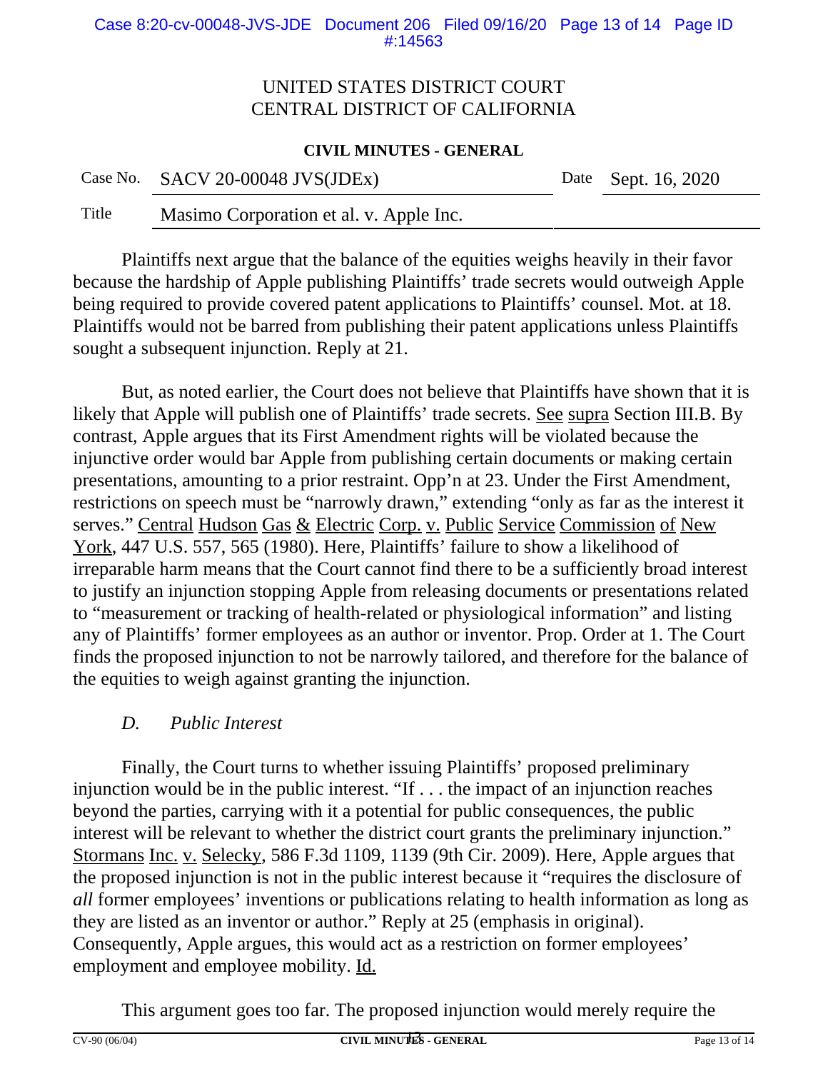Plaintiffs next argue that the balance of the equities weighs heavily in their favor because the hardship of Apple publishing Plaintiffs' trade secrets would outweigh Apple being required to provide covered patent applications to Plaintiffs' counsel. Mot. at 18. Plaintiffs would not be barred from publishing their patent applications unless Plaintiffs sought a subsequent injunction. Reply at 21.

But, as noted earlier, the Court does not believe that Plaintiffs have shown that it is likely that Apple will publish one of Plaintiffs' trade secrets. See supra Section III.B. By contrast, Apple argues that its First Amendment rights will be violated because the injunctive order would bar Apple from publishing certain documents or making certain presentations, amounting to a prior restraint. Opp'n at 23. Under the First Amendment, restrictions on speech must be "narrowly drawn," extending "only as far as the interest it serves." Central Hudson Gas & Electric Corp. v. Public Service Commission of New York, 447 U.S. 557, 565 (1980). Here, Plaintiffs' failure to show a likelihood of irreparable harm means that the Court cannot find there to be a sufficiently broad interest to justify an injunction stopping Apple from releasing documents or presentations related to "measurement or tracking of health-related or physiological information" and listing any of Plaintiffs' former employees as an author or inventor. Prop. Order at 1. The Court finds the proposed injunction to not be narrowly tailored, and therefore for the balance of the equities to weigh against granting the injunction.

### *D. Public Interest*

Finally, the Court turns to whether issuing Plaintiffs' proposed preliminary injunction would be in the public interest. "If . . . the impact of an injunction reaches beyond the parties, carrying with it a potential for public consequences, the public interest will be relevant to whether the district court grants the preliminary injunction." Stormans Inc. v. Selecky, 586 F.3d 1109, 1139 (9th Cir. 2009). Here, Apple argues that the proposed injunction is not in the public interest because it "requires the disclosure of *all* former employees' inventions or publications relating to health information as long as they are listed as an inventor or author." Reply at 25 (emphasis in original). Consequently, Apple argues, this would act as a restriction on former employees' employment and employee mobility. Id.

This argument goes too far. The proposed injunction would merely require the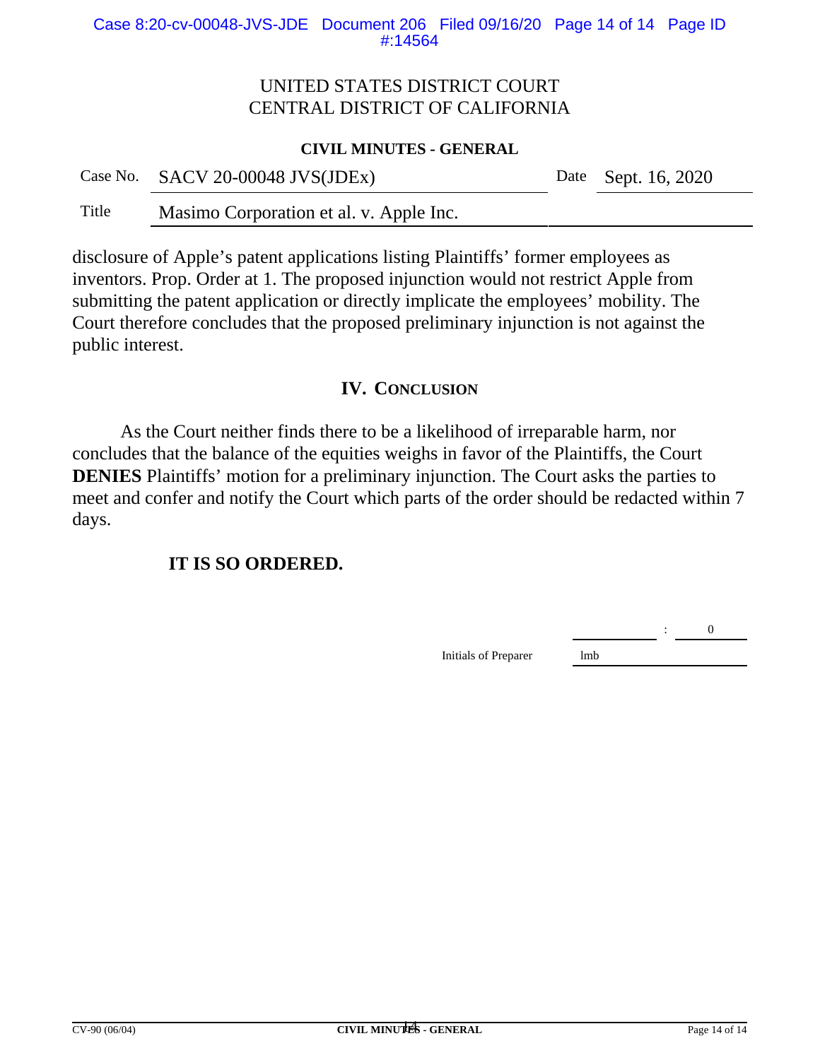disclosure of Apple's patent applications listing Plaintiffs' former employees as inventors. Prop. Order at 1. The proposed injunction would not restrict Apple from submitting the patent application or directly implicate the employees' mobility. The Court therefore concludes that the proposed preliminary injunction is not against the public interest.

## IV. Conclusion

As the Court neither finds there to be a likelihood of irreparable harm, nor concludes that the balance of the equities weighs in favor of the Plaintiffs, the Court **DENIES** Plaintiffs' motion for a preliminary injunction. The Court asks the parties to meet and confer and notify the Court which parts of the order should be redacted within 7 days.

**IT IS SO ORDERED.**

: 0

Initials of Preparer lmb